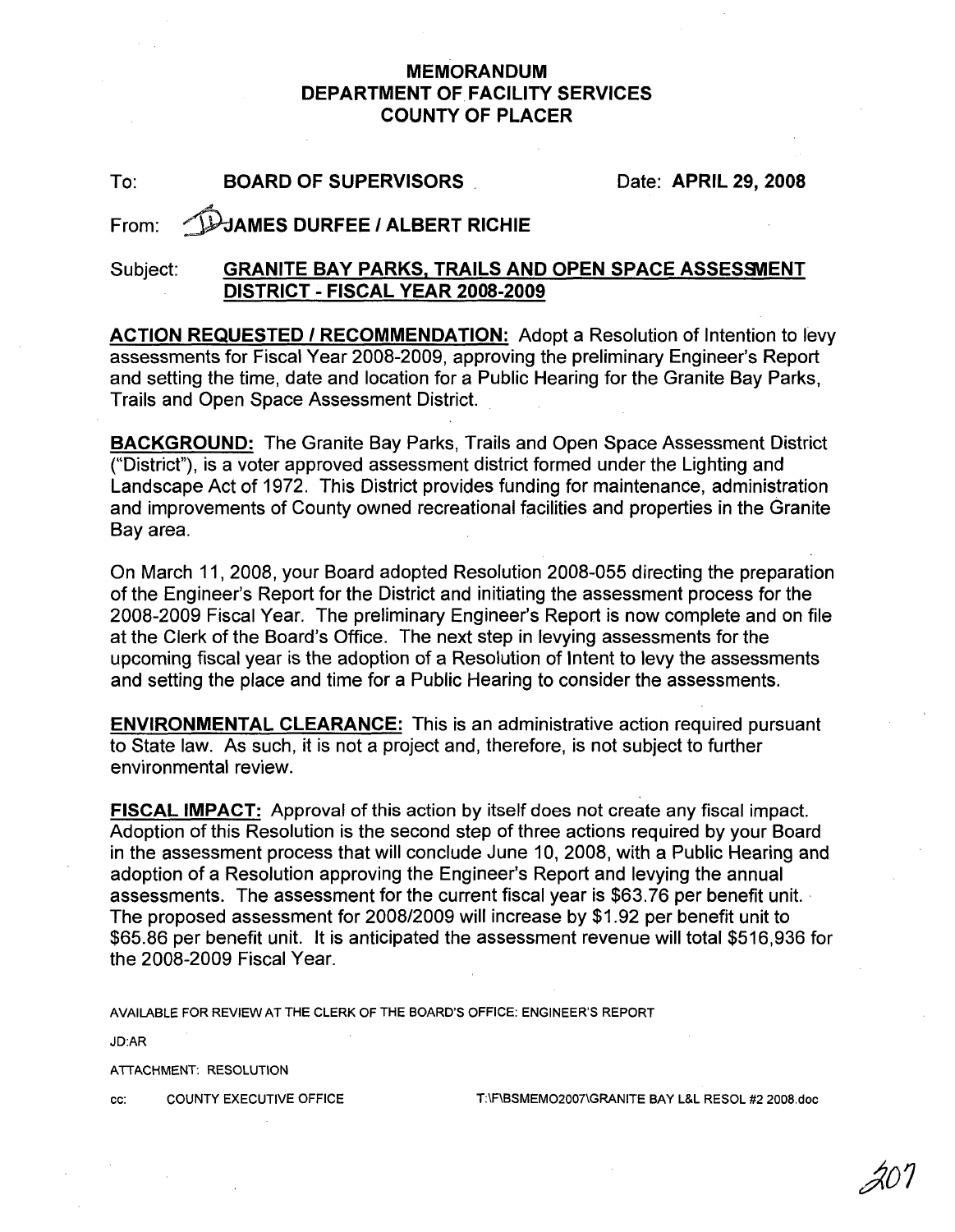# MEMORANDUM
# DEPARTMENT OF FACILITY SERVICES
# COUNTY OF PLACER

To: **BOARD OF SUPERVISORS** Date: **APRIL 29, 2008**

From: **JAMES DURFEE / ALBERT RICHIE**

Subject: **GRANITE BAY PARKS, TRAILS AND OPEN SPACE ASSESSMENT DISTRICT - FISCAL YEAR 2008-2009**

**ACTION REQUESTED / RECOMMENDATION:** Adopt a Resolution of Intention to levy assessments for Fiscal Year 2008-2009, approving the preliminary Engineer's Report and setting the time, date and location for a Public Hearing for the Granite Bay Parks, Trails and Open Space Assessment District.

**BACKGROUND:** The Granite Bay Parks, Trails and Open Space Assessment District ("District"), is a voter approved assessment district formed under the Lighting and Landscape Act of 1972. This District provides funding for maintenance, administration and improvements of County owned recreational facilities and properties in the Granite Bay area.

On March 11, 2008, your Board adopted Resolution 2008-055 directing the preparation of the Engineer's Report for the District and initiating the assessment process for the 2008-2009 Fiscal Year. The preliminary Engineer's Report is now complete and on file at the Clerk of the Board's Office. The next step in levying assessments for the upcoming fiscal year is the adoption of a Resolution of Intent to levy the assessments and setting the place and time for a Public Hearing to consider the assessments.

**ENVIRONMENTAL CLEARANCE:** This is an administrative action required pursuant to State law. As such, it is not a project and, therefore, is not subject to further environmental review.

**FISCAL IMPACT:** Approval of this action by itself does not create any fiscal impact. Adoption of this Resolution is the second step of three actions required by your Board in the assessment process that will conclude June 10, 2008, with a Public Hearing and adoption of a Resolution approving the Engineer's Report and levying the annual assessments. The assessment for the current fiscal year is $63.76 per benefit unit. The proposed assessment for 2008/2009 will increase by $1.92 per benefit unit to $65.86 per benefit unit. It is anticipated the assessment revenue will total $516,936 for the 2008-2009 Fiscal Year.

AVAILABLE FOR REVIEW AT THE CLERK OF THE BOARD'S OFFICE: ENGINEER'S REPORT

JD:AR

ATTACHMENT: RESOLUTION

cc: COUNTY EXECUTIVE OFFICE T:\F\BSMEMO2007\GRANITE BAY L&L RESOL #2 2008.doc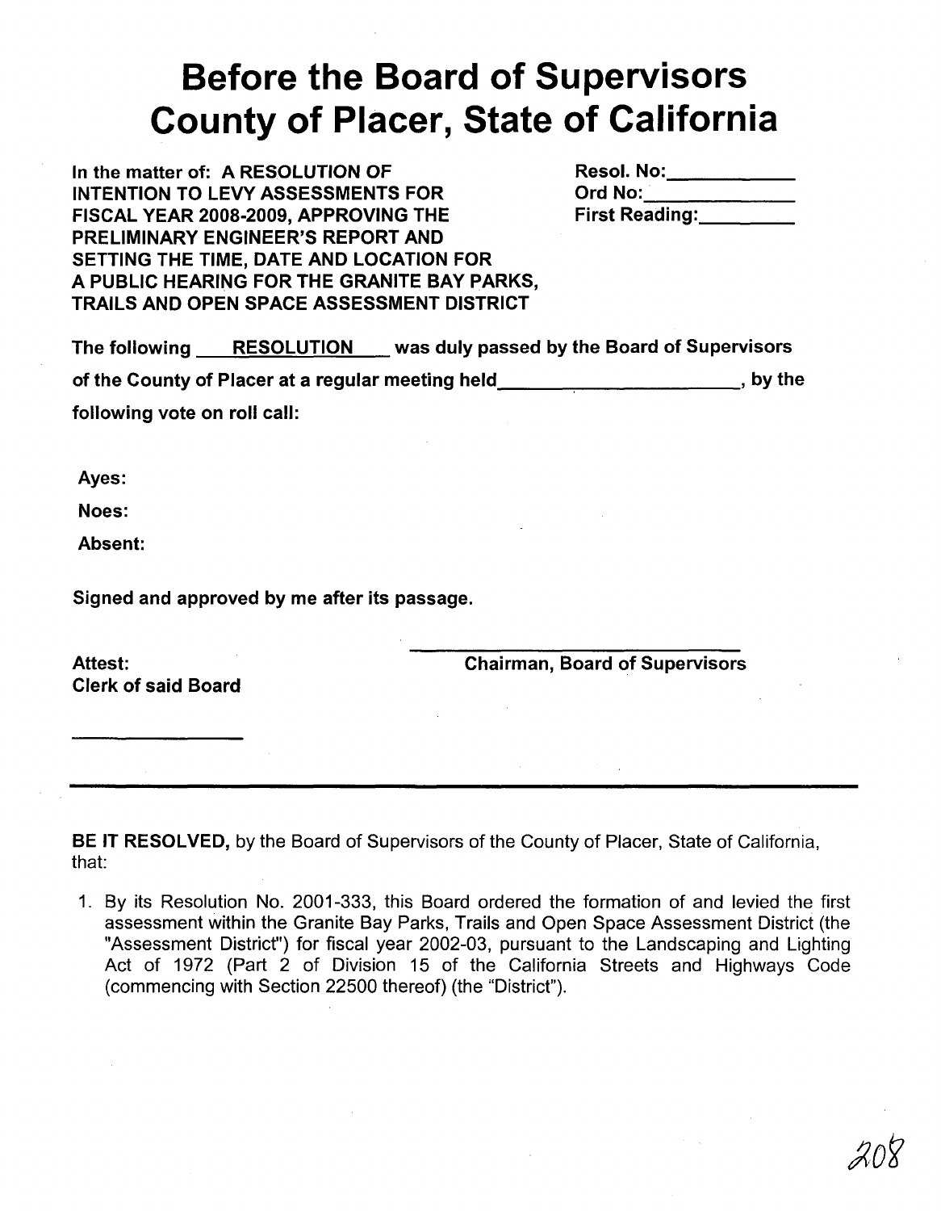# Before the Board of Supervisors County of Placer, State of California

**In the matter of: A RESOLUTION OF INTENTION TO LEVY ASSESSMENTS FOR FISCAL YEAR 2008-2009, APPROVING THE PRELIMINARY ENGINEER'S REPORT AND SETTING THE TIME, DATE AND LOCATION FOR A PUBLIC HEARING FOR THE GRANITE BAY PARKS, TRAILS AND OPEN SPACE ASSESSMENT DISTRICT**

**Resol. No:\_\_\_\_\_\_\_\_\_\_\_\_**
**Ord No:\_\_\_\_\_\_\_\_\_\_\_\_\_\_**
**First Reading:\_\_\_\_\_\_\_\_\_**

**The following <u>RESOLUTION</u> was duly passed by the Board of Supervisors of the County of Placer at a regular meeting held\_\_\_\_\_\_\_\_\_\_\_\_\_\_\_\_\_\_\_\_\_\_\_\_, by the following vote on roll call:**

**Ayes:**

**Noes:**

**Absent:**

**Signed and approved by me after its passage.**

\_\_\_\_\_\_\_\_\_\_\_\_\_\_\_\_\_\_\_\_\_\_\_\_\_\_\_\_\_\_\_\_\_
**Chairman, Board of Supervisors**

**Attest:**
**Clerk of said Board**

\_\_\_\_\_\_\_\_\_\_\_\_\_\_\_\_\_

---

**BE IT RESOLVED,** by the Board of Supervisors of the County of Placer, State of California, that:

1. By its Resolution No. 2001-333, this Board ordered the formation of and levied the first assessment within the Granite Bay Parks, Trails and Open Space Assessment District (the "Assessment District") for fiscal year 2002-03, pursuant to the Landscaping and Lighting Act of 1972 (Part 2 of Division 15 of the California Streets and Highways Code (commencing with Section 22500 thereof) (the "District").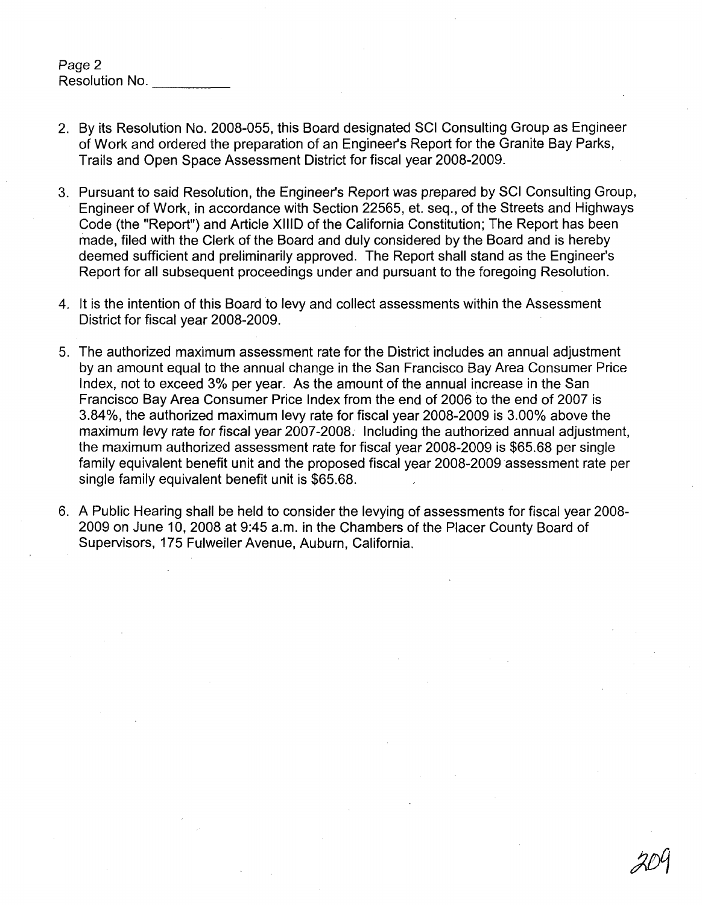Page 2
Resolution No. __________

2. By its Resolution No. 2008-055, this Board designated SCI Consulting Group as Engineer of Work and ordered the preparation of an Engineer's Report for the Granite Bay Parks, Trails and Open Space Assessment District for fiscal year 2008-2009.

3. Pursuant to said Resolution, the Engineer's Report was prepared by SCI Consulting Group, Engineer of Work, in accordance with Section 22565, et. seq., of the Streets and Highways Code (the "Report") and Article XIIID of the California Constitution; The Report has been made, filed with the Clerk of the Board and duly considered by the Board and is hereby deemed sufficient and preliminarily approved. The Report shall stand as the Engineer's Report for all subsequent proceedings under and pursuant to the foregoing Resolution.

4. It is the intention of this Board to levy and collect assessments within the Assessment District for fiscal year 2008-2009.

5. The authorized maximum assessment rate for the District includes an annual adjustment by an amount equal to the annual change in the San Francisco Bay Area Consumer Price Index, not to exceed 3% per year. As the amount of the annual increase in the San Francisco Bay Area Consumer Price Index from the end of 2006 to the end of 2007 is 3.84%, the authorized maximum levy rate for fiscal year 2008-2009 is 3.00% above the maximum levy rate for fiscal year 2007-2008. Including the authorized annual adjustment, the maximum authorized assessment rate for fiscal year 2008-2009 is $65.68 per single family equivalent benefit unit and the proposed fiscal year 2008-2009 assessment rate per single family equivalent benefit unit is $65.68.

6. A Public Hearing shall be held to consider the levying of assessments for fiscal year 2008-2009 on June 10, 2008 at 9:45 a.m. in the Chambers of the Placer County Board of Supervisors, 175 Fulweiler Avenue, Auburn, California.